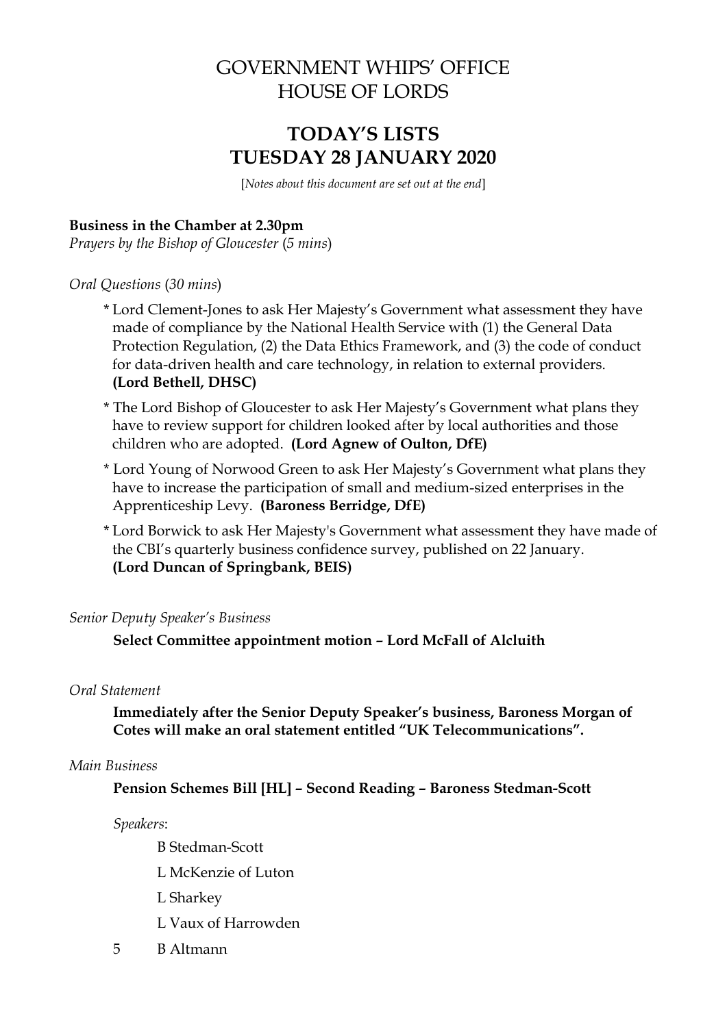# GOVERNMENT WHIPS' OFFICE
# HOUSE OF LORDS

## TODAY'S LISTS
## TUESDAY 28 JANUARY 2020

[*Notes about this document are set out at the end*]

**Business in the Chamber at 2.30pm**
*Prayers by the Bishop of Gloucester* (*5 mins*)

*Oral Questions* (*30 mins*)

* Lord Clement-Jones to ask Her Majesty's Government what assessment they have made of compliance by the National Health Service with (1) the General Data Protection Regulation, (2) the Data Ethics Framework, and (3) the code of conduct for data-driven health and care technology, in relation to external providers. **(Lord Bethell, DHSC)**
* The Lord Bishop of Gloucester to ask Her Majesty's Government what plans they have to review support for children looked after by local authorities and those children who are adopted. **(Lord Agnew of Oulton, DfE)**
* Lord Young of Norwood Green to ask Her Majesty's Government what plans they have to increase the participation of small and medium-sized enterprises in the Apprenticeship Levy. **(Baroness Berridge, DfE)**
* Lord Borwick to ask Her Majesty's Government what assessment they have made of the CBI's quarterly business confidence survey, published on 22 January. **(Lord Duncan of Springbank, BEIS)**

*Senior Deputy Speaker's Business*

**Select Committee appointment motion – Lord McFall of Alcluith**

*Oral Statement*

**Immediately after the Senior Deputy Speaker's business, Baroness Morgan of Cotes will make an oral statement entitled "UK Telecommunications".**

*Main Business*

**Pension Schemes Bill [HL] – Second Reading – Baroness Stedman-Scott**

*Speakers*:

B Stedman-Scott
L McKenzie of Luton
L Sharkey
L Vaux of Harrowden
5 B Altmann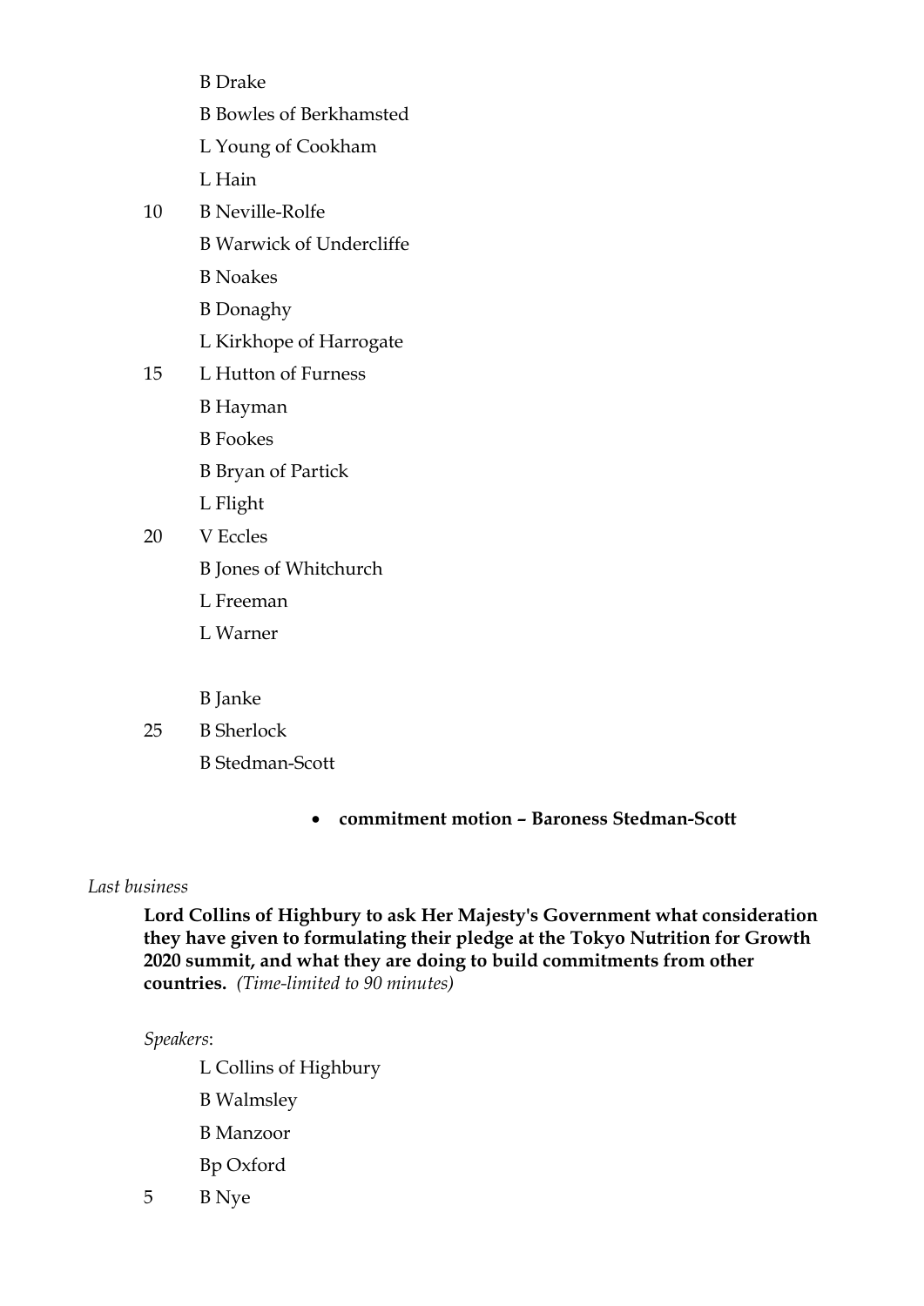B Drake

B Bowles of Berkhamsted

L Young of Cookham

L Hain

10 B Neville-Rolfe

B Warwick of Undercliffe

B Noakes

B Donaghy

L Kirkhope of Harrogate

15 L Hutton of Furness

B Hayman

B Fookes

B Bryan of Partick

L Flight

20 V Eccles

B Jones of Whitchurch

L Freeman

L Warner

B Janke

25 B Sherlock

B Stedman-Scott

- **commitment motion – Baroness Stedman-Scott**

*Last business*

**Lord Collins of Highbury to ask Her Majesty's Government what consideration they have given to formulating their pledge at the Tokyo Nutrition for Growth 2020 summit, and what they are doing to build commitments from other countries.** *(Time-limited to 90 minutes)*

*Speakers*:

L Collins of Highbury

B Walmsley

B Manzoor

Bp Oxford

5 B Nye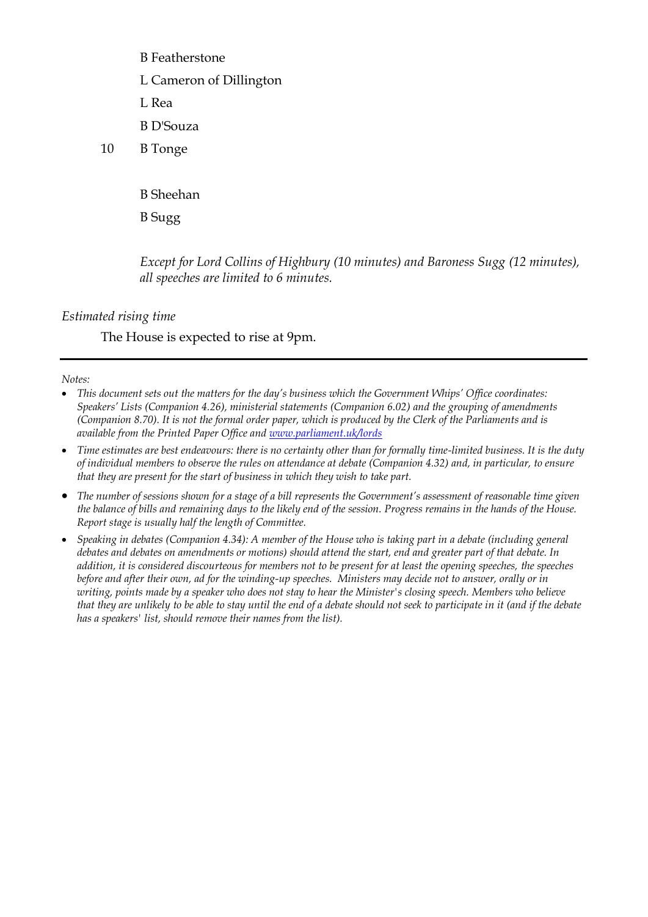B Featherstone

L Cameron of Dillington

L Rea

B D'Souza

10 B Tonge

B Sheehan

B Sugg

*Except for Lord Collins of Highbury (10 minutes) and Baroness Sugg (12 minutes), all speeches are limited to 6 minutes.*

*Estimated rising time*

The House is expected to rise at 9pm.

---

*Notes:*

- *This document sets out the matters for the day's business which the Government Whips' Office coordinates: Speakers' Lists (Companion 4.26), ministerial statements (Companion 6.02) and the grouping of amendments (Companion 8.70). It is not the formal order paper, which is produced by the Clerk of the Parliaments and is available from the Printed Paper Office and [www.parliament.uk/lords](http://www.parliament.uk/lords)*
- *Time estimates are best endeavours: there is no certainty other than for formally time-limited business. It is the duty of individual members to observe the rules on attendance at debate (Companion 4.32) and, in particular, to ensure that they are present for the start of business in which they wish to take part.*
- *The number of sessions shown for a stage of a bill represents the Government's assessment of reasonable time given the balance of bills and remaining days to the likely end of the session. Progress remains in the hands of the House. Report stage is usually half the length of Committee.*
- *Speaking in debates (Companion 4.34): A member of the House who is taking part in a debate (including general debates and debates on amendments or motions) should attend the start, end and greater part of that debate. In addition, it is considered discourteous for members not to be present for at least the opening speeches, the speeches before and after their own, ad for the winding-up speeches. Ministers may decide not to answer, orally or in writing, points made by a speaker who does not stay to hear the Minister's closing speech. Members who believe that they are unlikely to be able to stay until the end of a debate should not seek to participate in it (and if the debate has a speakers' list, should remove their names from the list).*